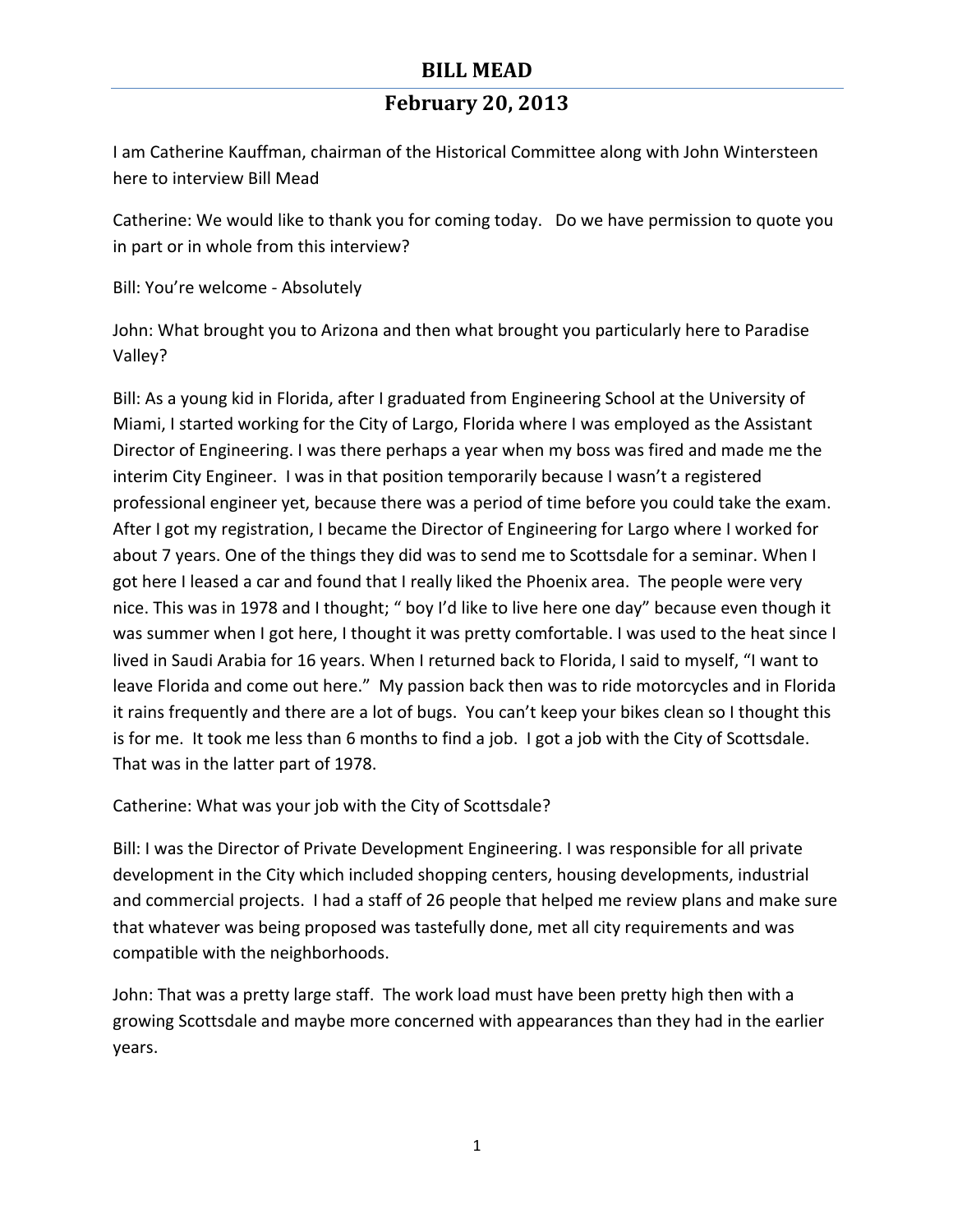# BILL MEAD

## February 20, 2013

I am Catherine Kauffman, chairman of the Historical Committee along with John Wintersteen here to interview Bill Mead

Catherine: We would like to thank you for coming today. Do we have permission to quote you in part or in whole from this interview?

Bill: You're welcome - Absolutely

John: What brought you to Arizona and then what brought you particularly here to Paradise Valley?

Bill: As a young kid in Florida, after I graduated from Engineering School at the University of Miami, I started working for the City of Largo, Florida where I was employed as the Assistant Director of Engineering. I was there perhaps a year when my boss was fired and made me the interim City Engineer. I was in that position temporarily because I wasn't a registered professional engineer yet, because there was a period of time before you could take the exam. After I got my registration, I became the Director of Engineering for Largo where I worked for about 7 years. One of the things they did was to send me to Scottsdale for a seminar. When I got here I leased a car and found that I really liked the Phoenix area. The people were very nice. This was in 1978 and I thought; " boy I'd like to live here one day" because even though it was summer when I got here, I thought it was pretty comfortable. I was used to the heat since I lived in Saudi Arabia for 16 years. When I returned back to Florida, I said to myself, "I want to leave Florida and come out here." My passion back then was to ride motorcycles and in Florida it rains frequently and there are a lot of bugs. You can't keep your bikes clean so I thought this is for me. It took me less than 6 months to find a job. I got a job with the City of Scottsdale. That was in the latter part of 1978.

Catherine: What was your job with the City of Scottsdale?

Bill: I was the Director of Private Development Engineering. I was responsible for all private development in the City which included shopping centers, housing developments, industrial and commercial projects. I had a staff of 26 people that helped me review plans and make sure that whatever was being proposed was tastefully done, met all city requirements and was compatible with the neighborhoods.

John: That was a pretty large staff. The work load must have been pretty high then with a growing Scottsdale and maybe more concerned with appearances than they had in the earlier years.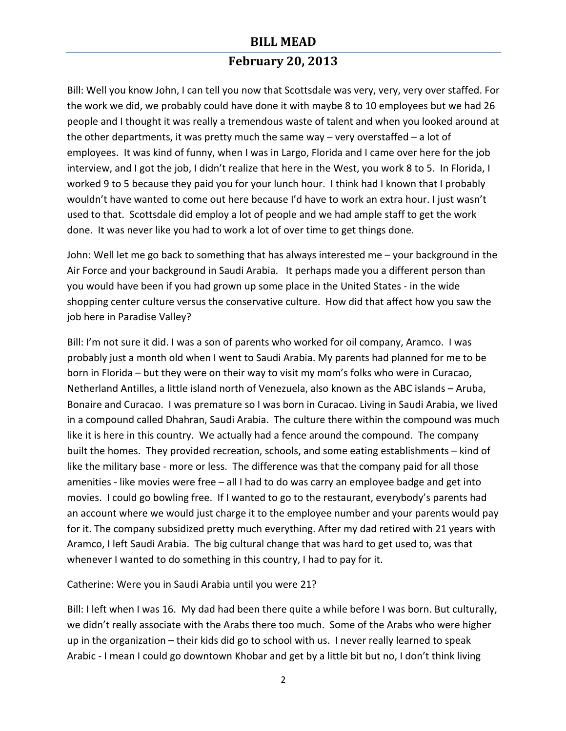Bill: Well you know John, I can tell you now that Scottsdale was very, very, very over staffed. For the work we did, we probably could have done it with maybe 8 to 10 employees but we had 26 people and I thought it was really a tremendous waste of talent and when you looked around at the other departments, it was pretty much the same way – very overstaffed – a lot of employees. It was kind of funny, when I was in Largo, Florida and I came over here for the job interview, and I got the job, I didn't realize that here in the West, you work 8 to 5. In Florida, I worked 9 to 5 because they paid you for your lunch hour. I think had I known that I probably wouldn't have wanted to come out here because I'd have to work an extra hour. I just wasn't used to that. Scottsdale did employ a lot of people and we had ample staff to get the work done. It was never like you had to work a lot of over time to get things done.

John: Well let me go back to something that has always interested me – your background in the Air Force and your background in Saudi Arabia. It perhaps made you a different person than you would have been if you had grown up some place in the United States - in the wide shopping center culture versus the conservative culture. How did that affect how you saw the job here in Paradise Valley?

Bill: I'm not sure it did. I was a son of parents who worked for oil company, Aramco. I was probably just a month old when I went to Saudi Arabia. My parents had planned for me to be born in Florida – but they were on their way to visit my mom's folks who were in Curacao, Netherland Antilles, a little island north of Venezuela, also known as the ABC islands – Aruba, Bonaire and Curacao. I was premature so I was born in Curacao. Living in Saudi Arabia, we lived in a compound called Dhahran, Saudi Arabia. The culture there within the compound was much like it is here in this country. We actually had a fence around the compound. The company built the homes. They provided recreation, schools, and some eating establishments – kind of like the military base - more or less. The difference was that the company paid for all those amenities - like movies were free – all I had to do was carry an employee badge and get into movies. I could go bowling free. If I wanted to go to the restaurant, everybody's parents had an account where we would just charge it to the employee number and your parents would pay for it. The company subsidized pretty much everything. After my dad retired with 21 years with Aramco, I left Saudi Arabia. The big cultural change that was hard to get used to, was that whenever I wanted to do something in this country, I had to pay for it.

Catherine: Were you in Saudi Arabia until you were 21?

Bill: I left when I was 16. My dad had been there quite a while before I was born. But culturally, we didn't really associate with the Arabs there too much. Some of the Arabs who were higher up in the organization – their kids did go to school with us. I never really learned to speak Arabic - I mean I could go downtown Khobar and get by a little bit but no, I don't think living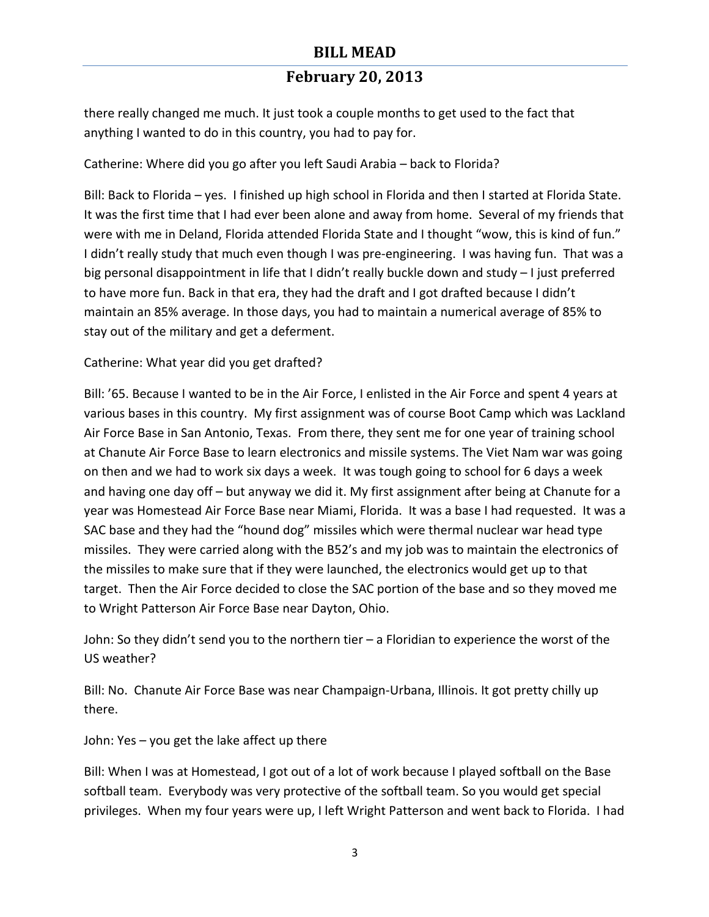there really changed me much. It just took a couple months to get used to the fact that anything I wanted to do in this country, you had to pay for.

Catherine: Where did you go after you left Saudi Arabia – back to Florida?

Bill: Back to Florida – yes. I finished up high school in Florida and then I started at Florida State. It was the first time that I had ever been alone and away from home. Several of my friends that were with me in Deland, Florida attended Florida State and I thought "wow, this is kind of fun." I didn't really study that much even though I was pre-engineering. I was having fun. That was a big personal disappointment in life that I didn't really buckle down and study – I just preferred to have more fun. Back in that era, they had the draft and I got drafted because I didn't maintain an 85% average. In those days, you had to maintain a numerical average of 85% to stay out of the military and get a deferment.

Catherine: What year did you get drafted?

Bill: '65. Because I wanted to be in the Air Force, I enlisted in the Air Force and spent 4 years at various bases in this country. My first assignment was of course Boot Camp which was Lackland Air Force Base in San Antonio, Texas. From there, they sent me for one year of training school at Chanute Air Force Base to learn electronics and missile systems. The Viet Nam war was going on then and we had to work six days a week. It was tough going to school for 6 days a week and having one day off – but anyway we did it. My first assignment after being at Chanute for a year was Homestead Air Force Base near Miami, Florida. It was a base I had requested. It was a SAC base and they had the "hound dog" missiles which were thermal nuclear war head type missiles. They were carried along with the B52's and my job was to maintain the electronics of the missiles to make sure that if they were launched, the electronics would get up to that target. Then the Air Force decided to close the SAC portion of the base and so they moved me to Wright Patterson Air Force Base near Dayton, Ohio.

John: So they didn't send you to the northern tier – a Floridian to experience the worst of the US weather?

Bill: No. Chanute Air Force Base was near Champaign-Urbana, Illinois. It got pretty chilly up there.

John: Yes – you get the lake affect up there

Bill: When I was at Homestead, I got out of a lot of work because I played softball on the Base softball team. Everybody was very protective of the softball team. So you would get special privileges. When my four years were up, I left Wright Patterson and went back to Florida. I had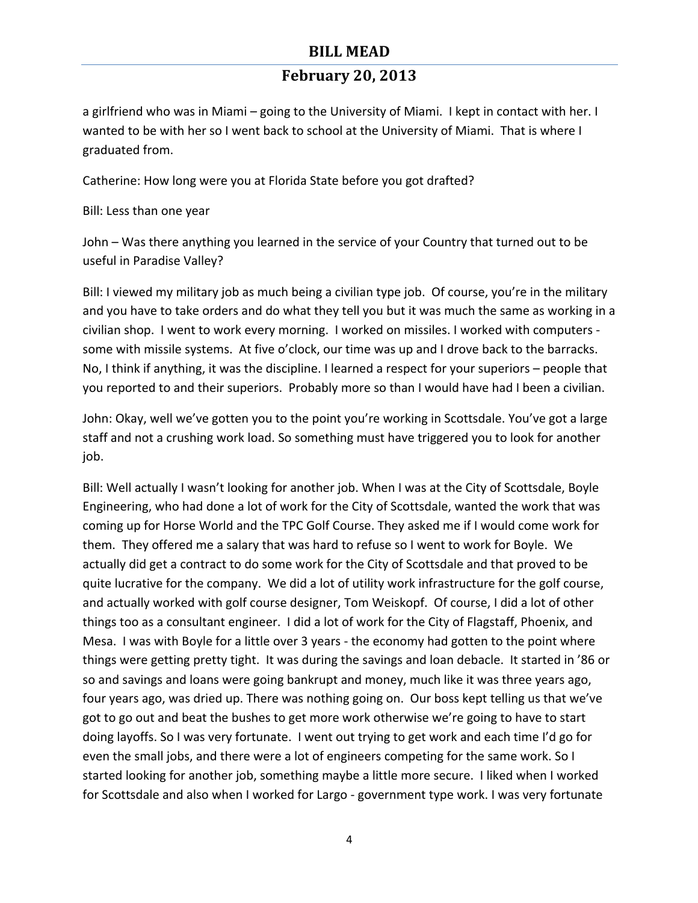a girlfriend who was in Miami – going to the University of Miami. I kept in contact with her. I wanted to be with her so I went back to school at the University of Miami. That is where I graduated from.

Catherine: How long were you at Florida State before you got drafted?

Bill: Less than one year

John – Was there anything you learned in the service of your Country that turned out to be useful in Paradise Valley?

Bill: I viewed my military job as much being a civilian type job. Of course, you're in the military and you have to take orders and do what they tell you but it was much the same as working in a civilian shop. I went to work every morning. I worked on missiles. I worked with computers - some with missile systems. At five o'clock, our time was up and I drove back to the barracks. No, I think if anything, it was the discipline. I learned a respect for your superiors – people that you reported to and their superiors. Probably more so than I would have had I been a civilian.

John: Okay, well we've gotten you to the point you're working in Scottsdale. You've got a large staff and not a crushing work load. So something must have triggered you to look for another job.

Bill: Well actually I wasn't looking for another job. When I was at the City of Scottsdale, Boyle Engineering, who had done a lot of work for the City of Scottsdale, wanted the work that was coming up for Horse World and the TPC Golf Course. They asked me if I would come work for them. They offered me a salary that was hard to refuse so I went to work for Boyle. We actually did get a contract to do some work for the City of Scottsdale and that proved to be quite lucrative for the company. We did a lot of utility work infrastructure for the golf course, and actually worked with golf course designer, Tom Weiskopf. Of course, I did a lot of other things too as a consultant engineer. I did a lot of work for the City of Flagstaff, Phoenix, and Mesa. I was with Boyle for a little over 3 years - the economy had gotten to the point where things were getting pretty tight. It was during the savings and loan debacle. It started in '86 or so and savings and loans were going bankrupt and money, much like it was three years ago, four years ago, was dried up. There was nothing going on. Our boss kept telling us that we've got to go out and beat the bushes to get more work otherwise we're going to have to start doing layoffs. So I was very fortunate. I went out trying to get work and each time I'd go for even the small jobs, and there were a lot of engineers competing for the same work. So I started looking for another job, something maybe a little more secure. I liked when I worked for Scottsdale and also when I worked for Largo - government type work. I was very fortunate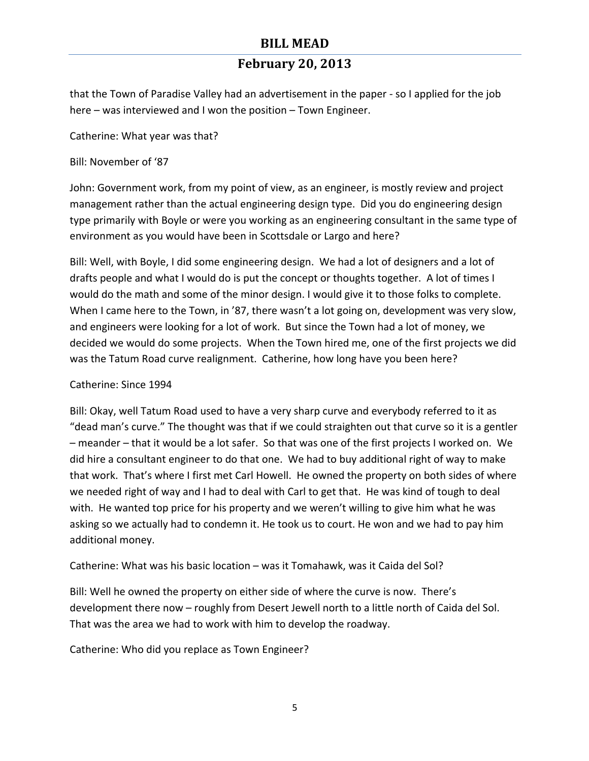that the Town of Paradise Valley had an advertisement in the paper - so I applied for the job here – was interviewed and I won the position – Town Engineer.

Catherine: What year was that?

Bill: November of '87

John: Government work, from my point of view, as an engineer, is mostly review and project management rather than the actual engineering design type. Did you do engineering design type primarily with Boyle or were you working as an engineering consultant in the same type of environment as you would have been in Scottsdale or Largo and here?

Bill: Well, with Boyle, I did some engineering design. We had a lot of designers and a lot of drafts people and what I would do is put the concept or thoughts together. A lot of times I would do the math and some of the minor design. I would give it to those folks to complete. When I came here to the Town, in '87, there wasn't a lot going on, development was very slow, and engineers were looking for a lot of work. But since the Town had a lot of money, we decided we would do some projects. When the Town hired me, one of the first projects we did was the Tatum Road curve realignment. Catherine, how long have you been here?

Catherine: Since 1994

Bill: Okay, well Tatum Road used to have a very sharp curve and everybody referred to it as "dead man's curve." The thought was that if we could straighten out that curve so it is a gentler – meander – that it would be a lot safer. So that was one of the first projects I worked on. We did hire a consultant engineer to do that one. We had to buy additional right of way to make that work. That's where I first met Carl Howell. He owned the property on both sides of where we needed right of way and I had to deal with Carl to get that. He was kind of tough to deal with. He wanted top price for his property and we weren't willing to give him what he was asking so we actually had to condemn it. He took us to court. He won and we had to pay him additional money.

Catherine: What was his basic location – was it Tomahawk, was it Caida del Sol?

Bill: Well he owned the property on either side of where the curve is now. There's development there now – roughly from Desert Jewell north to a little north of Caida del Sol. That was the area we had to work with him to develop the roadway.

Catherine: Who did you replace as Town Engineer?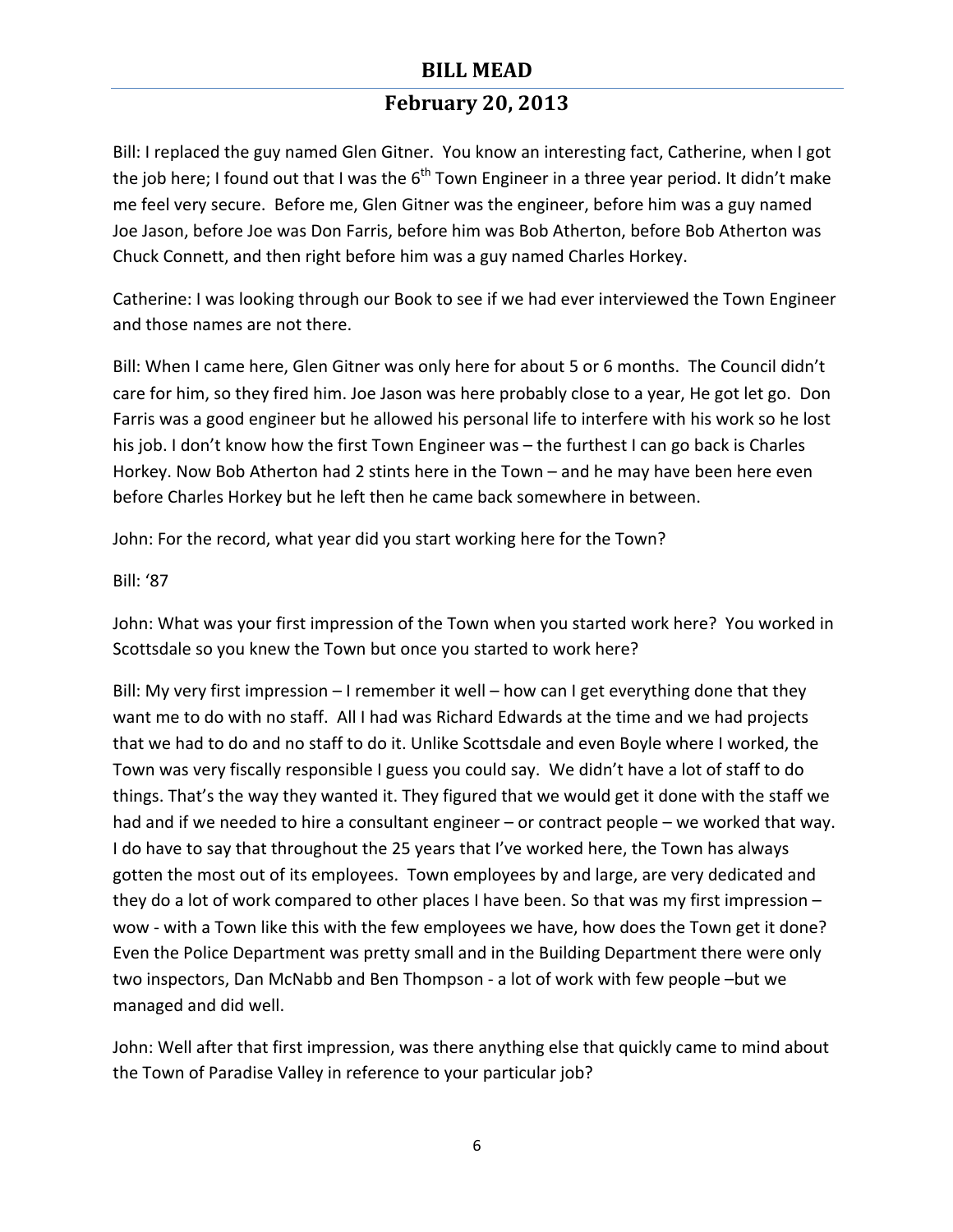Bill: I replaced the guy named Glen Gitner. You know an interesting fact, Catherine, when I got the job here; I found out that I was the 6th Town Engineer in a three year period. It didn't make me feel very secure. Before me, Glen Gitner was the engineer, before him was a guy named Joe Jason, before Joe was Don Farris, before him was Bob Atherton, before Bob Atherton was Chuck Connett, and then right before him was a guy named Charles Horkey.

Catherine: I was looking through our Book to see if we had ever interviewed the Town Engineer and those names are not there.

Bill: When I came here, Glen Gitner was only here for about 5 or 6 months. The Council didn't care for him, so they fired him. Joe Jason was here probably close to a year, He got let go. Don Farris was a good engineer but he allowed his personal life to interfere with his work so he lost his job. I don't know how the first Town Engineer was – the furthest I can go back is Charles Horkey. Now Bob Atherton had 2 stints here in the Town – and he may have been here even before Charles Horkey but he left then he came back somewhere in between.

John: For the record, what year did you start working here for the Town?

Bill: '87

John: What was your first impression of the Town when you started work here? You worked in Scottsdale so you knew the Town but once you started to work here?

Bill: My very first impression – I remember it well – how can I get everything done that they want me to do with no staff. All I had was Richard Edwards at the time and we had projects that we had to do and no staff to do it. Unlike Scottsdale and even Boyle where I worked, the Town was very fiscally responsible I guess you could say. We didn't have a lot of staff to do things. That's the way they wanted it. They figured that we would get it done with the staff we had and if we needed to hire a consultant engineer – or contract people – we worked that way. I do have to say that throughout the 25 years that I've worked here, the Town has always gotten the most out of its employees. Town employees by and large, are very dedicated and they do a lot of work compared to other places I have been. So that was my first impression – wow - with a Town like this with the few employees we have, how does the Town get it done? Even the Police Department was pretty small and in the Building Department there were only two inspectors, Dan McNabb and Ben Thompson - a lot of work with few people –but we managed and did well.

John: Well after that first impression, was there anything else that quickly came to mind about the Town of Paradise Valley in reference to your particular job?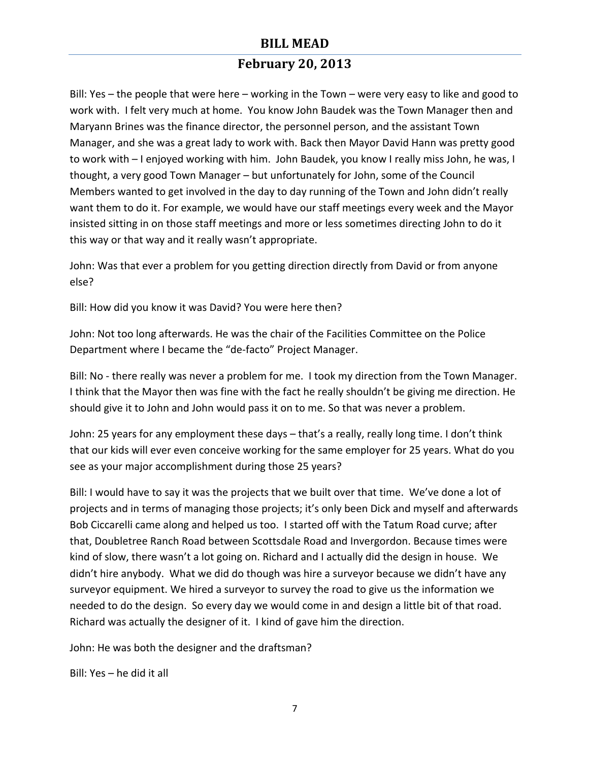Bill: Yes – the people that were here – working in the Town – were very easy to like and good to work with. I felt very much at home. You know John Baudek was the Town Manager then and Maryann Brines was the finance director, the personnel person, and the assistant Town Manager, and she was a great lady to work with. Back then Mayor David Hann was pretty good to work with – I enjoyed working with him. John Baudek, you know I really miss John, he was, I thought, a very good Town Manager – but unfortunately for John, some of the Council Members wanted to get involved in the day to day running of the Town and John didn't really want them to do it. For example, we would have our staff meetings every week and the Mayor insisted sitting in on those staff meetings and more or less sometimes directing John to do it this way or that way and it really wasn't appropriate.

John: Was that ever a problem for you getting direction directly from David or from anyone else?

Bill: How did you know it was David? You were here then?

John: Not too long afterwards. He was the chair of the Facilities Committee on the Police Department where I became the "de-facto" Project Manager.

Bill: No - there really was never a problem for me. I took my direction from the Town Manager. I think that the Mayor then was fine with the fact he really shouldn't be giving me direction. He should give it to John and John would pass it on to me. So that was never a problem.

John: 25 years for any employment these days – that's a really, really long time. I don't think that our kids will ever even conceive working for the same employer for 25 years. What do you see as your major accomplishment during those 25 years?

Bill: I would have to say it was the projects that we built over that time. We've done a lot of projects and in terms of managing those projects; it's only been Dick and myself and afterwards Bob Ciccarelli came along and helped us too. I started off with the Tatum Road curve; after that, Doubletree Ranch Road between Scottsdale Road and Invergordon. Because times were kind of slow, there wasn't a lot going on. Richard and I actually did the design in house. We didn't hire anybody. What we did do though was hire a surveyor because we didn't have any surveyor equipment. We hired a surveyor to survey the road to give us the information we needed to do the design. So every day we would come in and design a little bit of that road. Richard was actually the designer of it. I kind of gave him the direction.

John: He was both the designer and the draftsman?

Bill: Yes – he did it all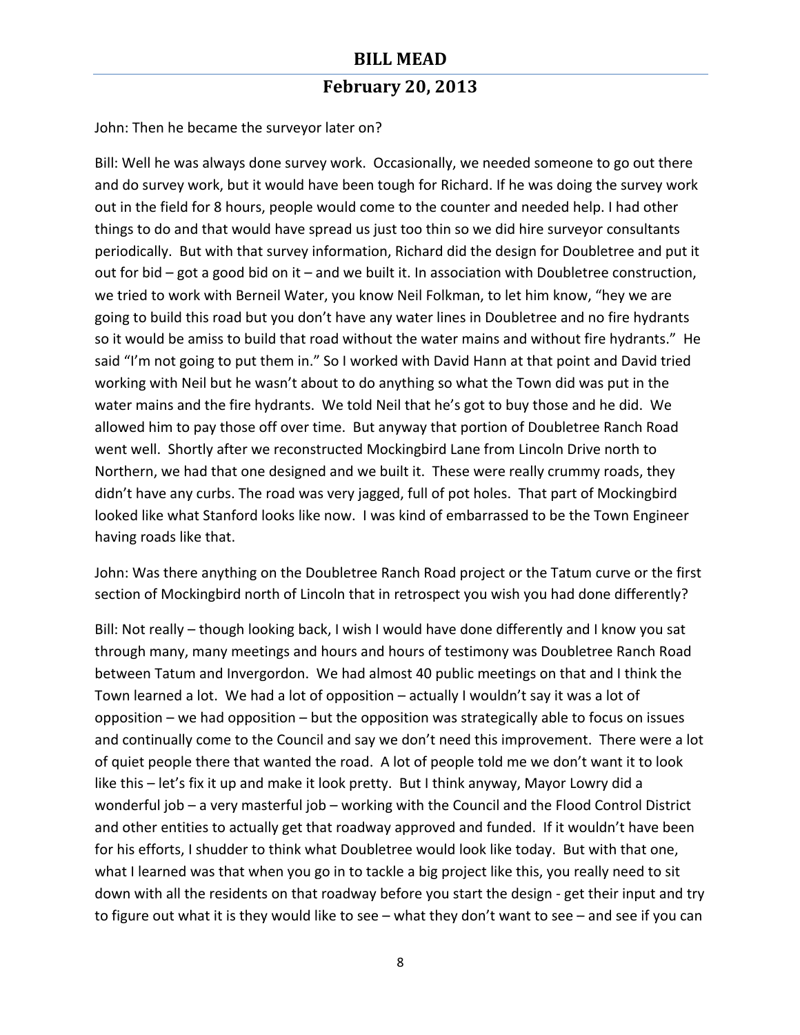John: Then he became the surveyor later on?

Bill: Well he was always done survey work. Occasionally, we needed someone to go out there and do survey work, but it would have been tough for Richard. If he was doing the survey work out in the field for 8 hours, people would come to the counter and needed help. I had other things to do and that would have spread us just too thin so we did hire surveyor consultants periodically. But with that survey information, Richard did the design for Doubletree and put it out for bid – got a good bid on it – and we built it. In association with Doubletree construction, we tried to work with Berneil Water, you know Neil Folkman, to let him know, "hey we are going to build this road but you don't have any water lines in Doubletree and no fire hydrants so it would be amiss to build that road without the water mains and without fire hydrants." He said "I'm not going to put them in." So I worked with David Hann at that point and David tried working with Neil but he wasn't about to do anything so what the Town did was put in the water mains and the fire hydrants. We told Neil that he's got to buy those and he did. We allowed him to pay those off over time. But anyway that portion of Doubletree Ranch Road went well. Shortly after we reconstructed Mockingbird Lane from Lincoln Drive north to Northern, we had that one designed and we built it. These were really crummy roads, they didn't have any curbs. The road was very jagged, full of pot holes. That part of Mockingbird looked like what Stanford looks like now. I was kind of embarrassed to be the Town Engineer having roads like that.

John: Was there anything on the Doubletree Ranch Road project or the Tatum curve or the first section of Mockingbird north of Lincoln that in retrospect you wish you had done differently?

Bill: Not really – though looking back, I wish I would have done differently and I know you sat through many, many meetings and hours and hours of testimony was Doubletree Ranch Road between Tatum and Invergordon. We had almost 40 public meetings on that and I think the Town learned a lot. We had a lot of opposition – actually I wouldn't say it was a lot of opposition – we had opposition – but the opposition was strategically able to focus on issues and continually come to the Council and say we don't need this improvement. There were a lot of quiet people there that wanted the road. A lot of people told me we don't want it to look like this – let's fix it up and make it look pretty. But I think anyway, Mayor Lowry did a wonderful job – a very masterful job – working with the Council and the Flood Control District and other entities to actually get that roadway approved and funded. If it wouldn't have been for his efforts, I shudder to think what Doubletree would look like today. But with that one, what I learned was that when you go in to tackle a big project like this, you really need to sit down with all the residents on that roadway before you start the design - get their input and try to figure out what it is they would like to see – what they don't want to see – and see if you can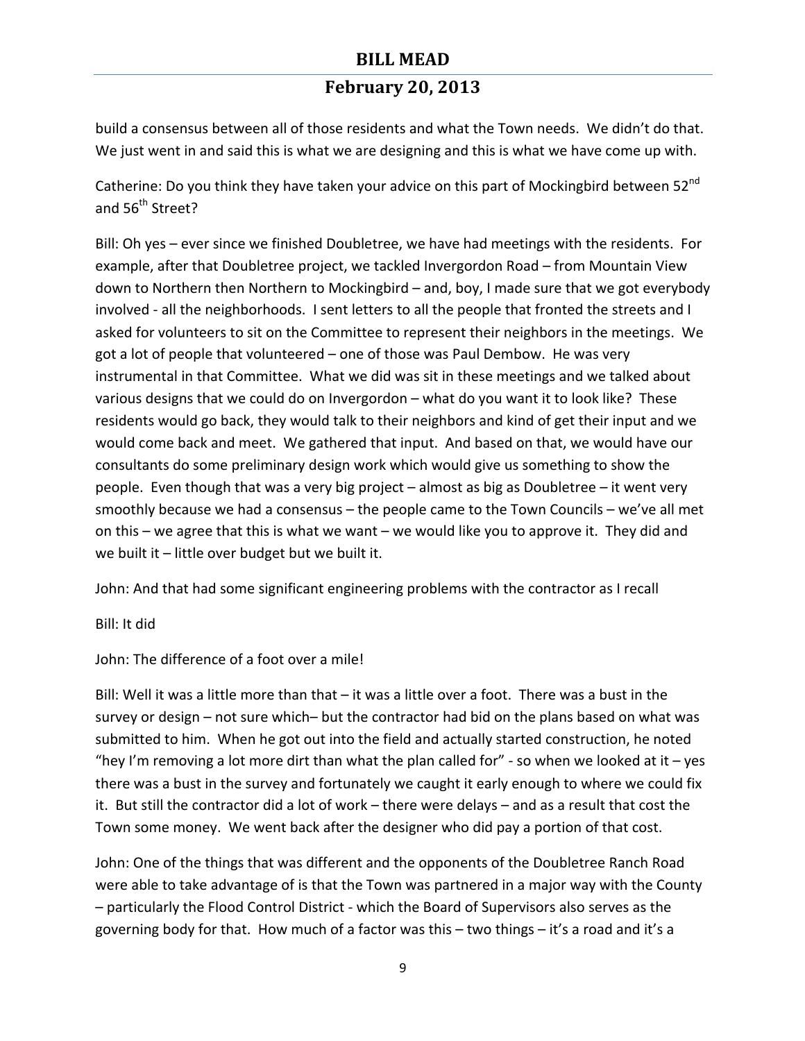build a consensus between all of those residents and what the Town needs. We didn't do that. We just went in and said this is what we are designing and this is what we have come up with.

Catherine: Do you think they have taken your advice on this part of Mockingbird between 52nd and 56th Street?

Bill: Oh yes – ever since we finished Doubletree, we have had meetings with the residents. For example, after that Doubletree project, we tackled Invergordon Road – from Mountain View down to Northern then Northern to Mockingbird – and, boy, I made sure that we got everybody involved - all the neighborhoods. I sent letters to all the people that fronted the streets and I asked for volunteers to sit on the Committee to represent their neighbors in the meetings. We got a lot of people that volunteered – one of those was Paul Dembow. He was very instrumental in that Committee. What we did was sit in these meetings and we talked about various designs that we could do on Invergordon – what do you want it to look like? These residents would go back, they would talk to their neighbors and kind of get their input and we would come back and meet. We gathered that input. And based on that, we would have our consultants do some preliminary design work which would give us something to show the people. Even though that was a very big project – almost as big as Doubletree – it went very smoothly because we had a consensus – the people came to the Town Councils – we've all met on this – we agree that this is what we want – we would like you to approve it. They did and we built it – little over budget but we built it.

John: And that had some significant engineering problems with the contractor as I recall

Bill: It did

John: The difference of a foot over a mile!

Bill: Well it was a little more than that – it was a little over a foot. There was a bust in the survey or design – not sure which– but the contractor had bid on the plans based on what was submitted to him. When he got out into the field and actually started construction, he noted "hey I'm removing a lot more dirt than what the plan called for" - so when we looked at it – yes there was a bust in the survey and fortunately we caught it early enough to where we could fix it. But still the contractor did a lot of work – there were delays – and as a result that cost the Town some money. We went back after the designer who did pay a portion of that cost.

John: One of the things that was different and the opponents of the Doubletree Ranch Road were able to take advantage of is that the Town was partnered in a major way with the County – particularly the Flood Control District - which the Board of Supervisors also serves as the governing body for that. How much of a factor was this – two things – it's a road and it's a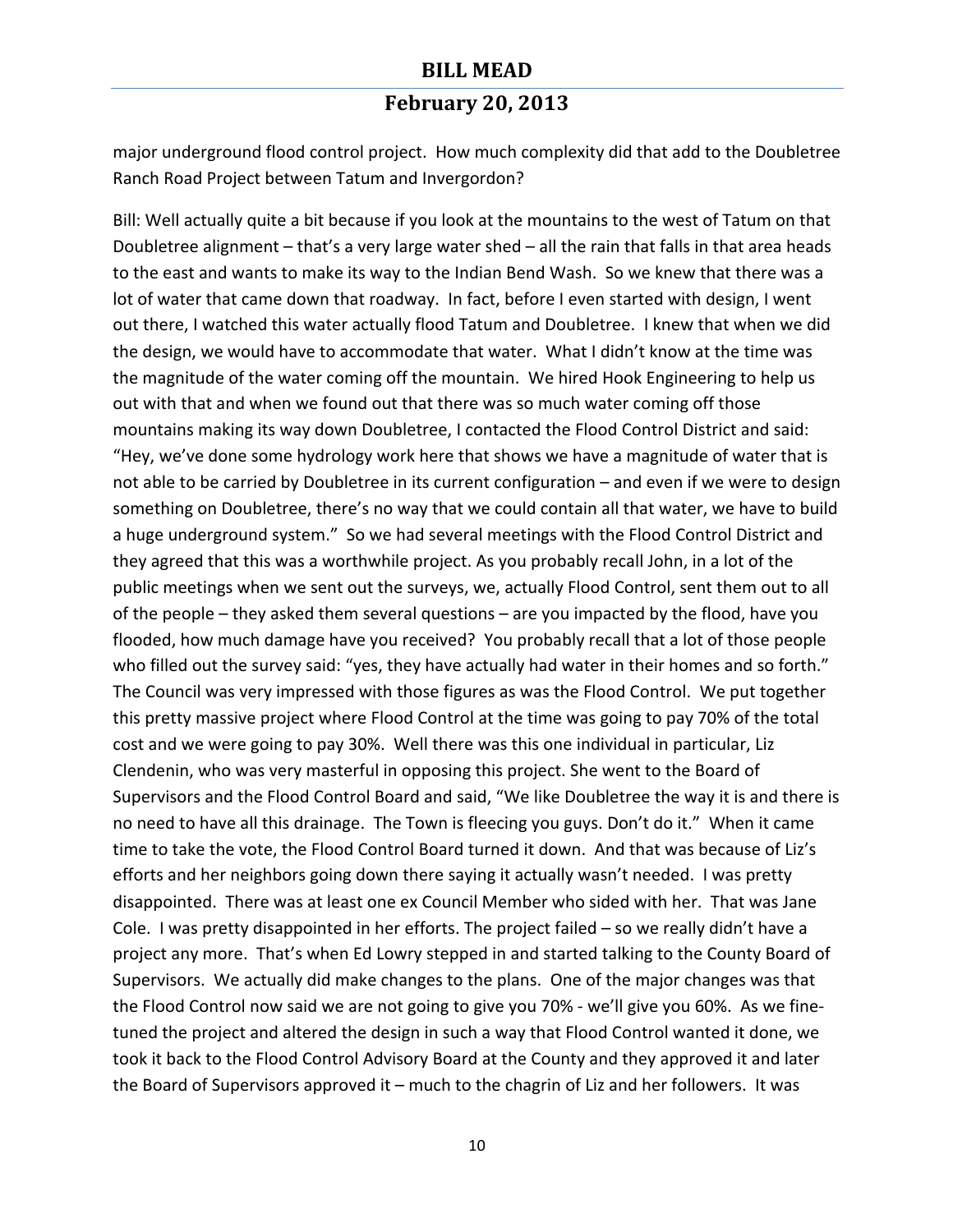major underground flood control project. How much complexity did that add to the Doubletree Ranch Road Project between Tatum and Invergordon?

Bill: Well actually quite a bit because if you look at the mountains to the west of Tatum on that Doubletree alignment – that's a very large water shed – all the rain that falls in that area heads to the east and wants to make its way to the Indian Bend Wash. So we knew that there was a lot of water that came down that roadway. In fact, before I even started with design, I went out there, I watched this water actually flood Tatum and Doubletree. I knew that when we did the design, we would have to accommodate that water. What I didn't know at the time was the magnitude of the water coming off the mountain. We hired Hook Engineering to help us out with that and when we found out that there was so much water coming off those mountains making its way down Doubletree, I contacted the Flood Control District and said: "Hey, we've done some hydrology work here that shows we have a magnitude of water that is not able to be carried by Doubletree in its current configuration – and even if we were to design something on Doubletree, there's no way that we could contain all that water, we have to build a huge underground system." So we had several meetings with the Flood Control District and they agreed that this was a worthwhile project. As you probably recall John, in a lot of the public meetings when we sent out the surveys, we, actually Flood Control, sent them out to all of the people – they asked them several questions – are you impacted by the flood, have you flooded, how much damage have you received? You probably recall that a lot of those people who filled out the survey said: "yes, they have actually had water in their homes and so forth." The Council was very impressed with those figures as was the Flood Control. We put together this pretty massive project where Flood Control at the time was going to pay 70% of the total cost and we were going to pay 30%. Well there was this one individual in particular, Liz Clendenin, who was very masterful in opposing this project. She went to the Board of Supervisors and the Flood Control Board and said, "We like Doubletree the way it is and there is no need to have all this drainage. The Town is fleecing you guys. Don't do it." When it came time to take the vote, the Flood Control Board turned it down. And that was because of Liz's efforts and her neighbors going down there saying it actually wasn't needed. I was pretty disappointed. There was at least one ex Council Member who sided with her. That was Jane Cole. I was pretty disappointed in her efforts. The project failed – so we really didn't have a project any more. That's when Ed Lowry stepped in and started talking to the County Board of Supervisors. We actually did make changes to the plans. One of the major changes was that the Flood Control now said we are not going to give you 70% - we'll give you 60%. As we fine-tuned the project and altered the design in such a way that Flood Control wanted it done, we took it back to the Flood Control Advisory Board at the County and they approved it and later the Board of Supervisors approved it – much to the chagrin of Liz and her followers. It was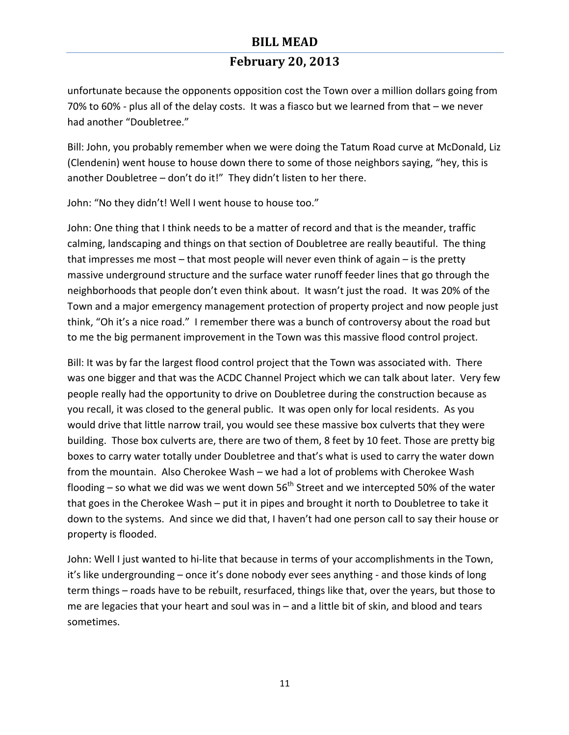unfortunate because the opponents opposition cost the Town over a million dollars going from 70% to 60% - plus all of the delay costs. It was a fiasco but we learned from that – we never had another "Doubletree."

Bill: John, you probably remember when we were doing the Tatum Road curve at McDonald, Liz (Clendenin) went house to house down there to some of those neighbors saying, "hey, this is another Doubletree – don't do it!" They didn't listen to her there.

John: "No they didn't! Well I went house to house too."

John: One thing that I think needs to be a matter of record and that is the meander, traffic calming, landscaping and things on that section of Doubletree are really beautiful. The thing that impresses me most – that most people will never even think of again – is the pretty massive underground structure and the surface water runoff feeder lines that go through the neighborhoods that people don't even think about. It wasn't just the road. It was 20% of the Town and a major emergency management protection of property project and now people just think, "Oh it's a nice road." I remember there was a bunch of controversy about the road but to me the big permanent improvement in the Town was this massive flood control project.

Bill: It was by far the largest flood control project that the Town was associated with. There was one bigger and that was the ACDC Channel Project which we can talk about later. Very few people really had the opportunity to drive on Doubletree during the construction because as you recall, it was closed to the general public. It was open only for local residents. As you would drive that little narrow trail, you would see these massive box culverts that they were building. Those box culverts are, there are two of them, 8 feet by 10 feet. Those are pretty big boxes to carry water totally under Doubletree and that's what is used to carry the water down from the mountain. Also Cherokee Wash – we had a lot of problems with Cherokee Wash flooding – so what we did was we went down 56th Street and we intercepted 50% of the water that goes in the Cherokee Wash – put it in pipes and brought it north to Doubletree to take it down to the systems. And since we did that, I haven't had one person call to say their house or property is flooded.

John: Well I just wanted to hi-lite that because in terms of your accomplishments in the Town, it's like undergrounding – once it's done nobody ever sees anything - and those kinds of long term things – roads have to be rebuilt, resurfaced, things like that, over the years, but those to me are legacies that your heart and soul was in – and a little bit of skin, and blood and tears sometimes.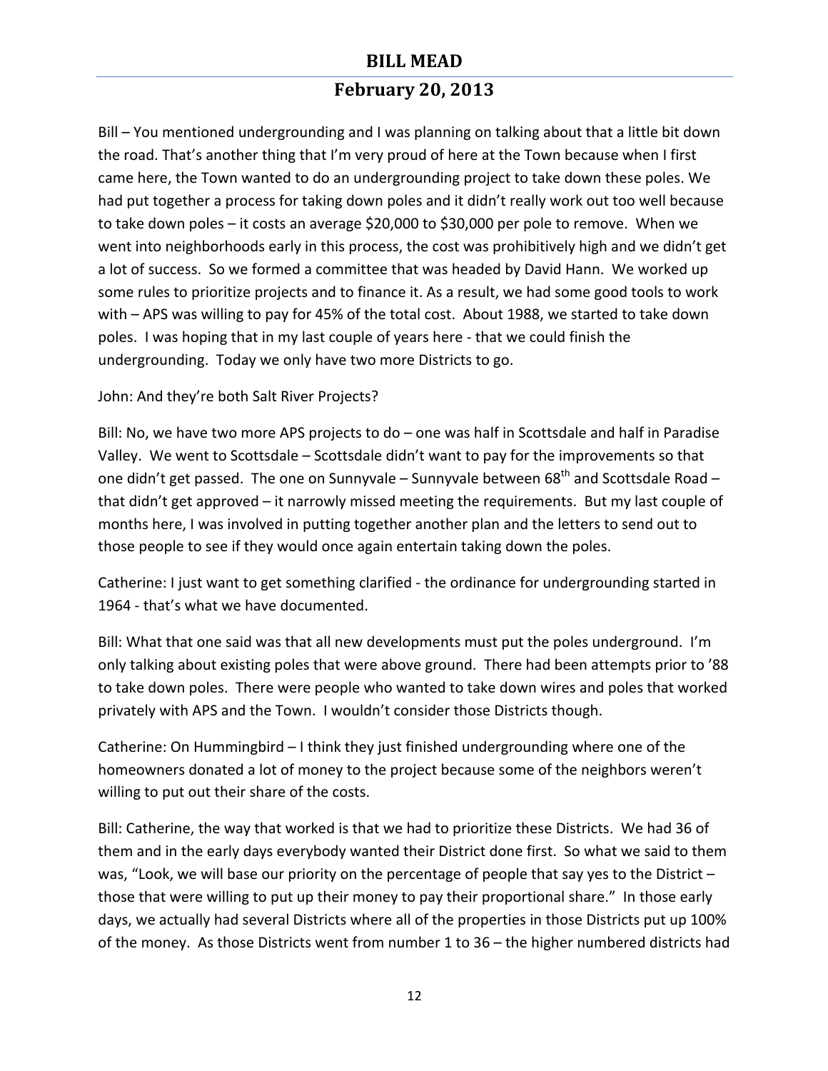Bill – You mentioned undergrounding and I was planning on talking about that a little bit down the road. That's another thing that I'm very proud of here at the Town because when I first came here, the Town wanted to do an undergrounding project to take down these poles. We had put together a process for taking down poles and it didn't really work out too well because to take down poles – it costs an average $20,000 to $30,000 per pole to remove. When we went into neighborhoods early in this process, the cost was prohibitively high and we didn't get a lot of success. So we formed a committee that was headed by David Hann. We worked up some rules to prioritize projects and to finance it. As a result, we had some good tools to work with – APS was willing to pay for 45% of the total cost. About 1988, we started to take down poles. I was hoping that in my last couple of years here - that we could finish the undergrounding. Today we only have two more Districts to go.

John: And they're both Salt River Projects?

Bill: No, we have two more APS projects to do – one was half in Scottsdale and half in Paradise Valley. We went to Scottsdale – Scottsdale didn't want to pay for the improvements so that one didn't get passed. The one on Sunnyvale – Sunnyvale between 68th and Scottsdale Road – that didn't get approved – it narrowly missed meeting the requirements. But my last couple of months here, I was involved in putting together another plan and the letters to send out to those people to see if they would once again entertain taking down the poles.

Catherine: I just want to get something clarified - the ordinance for undergrounding started in 1964 - that's what we have documented.

Bill: What that one said was that all new developments must put the poles underground. I'm only talking about existing poles that were above ground. There had been attempts prior to '88 to take down poles. There were people who wanted to take down wires and poles that worked privately with APS and the Town. I wouldn't consider those Districts though.

Catherine: On Hummingbird – I think they just finished undergrounding where one of the homeowners donated a lot of money to the project because some of the neighbors weren't willing to put out their share of the costs.

Bill: Catherine, the way that worked is that we had to prioritize these Districts. We had 36 of them and in the early days everybody wanted their District done first. So what we said to them was, "Look, we will base our priority on the percentage of people that say yes to the District – those that were willing to put up their money to pay their proportional share." In those early days, we actually had several Districts where all of the properties in those Districts put up 100% of the money. As those Districts went from number 1 to 36 – the higher numbered districts had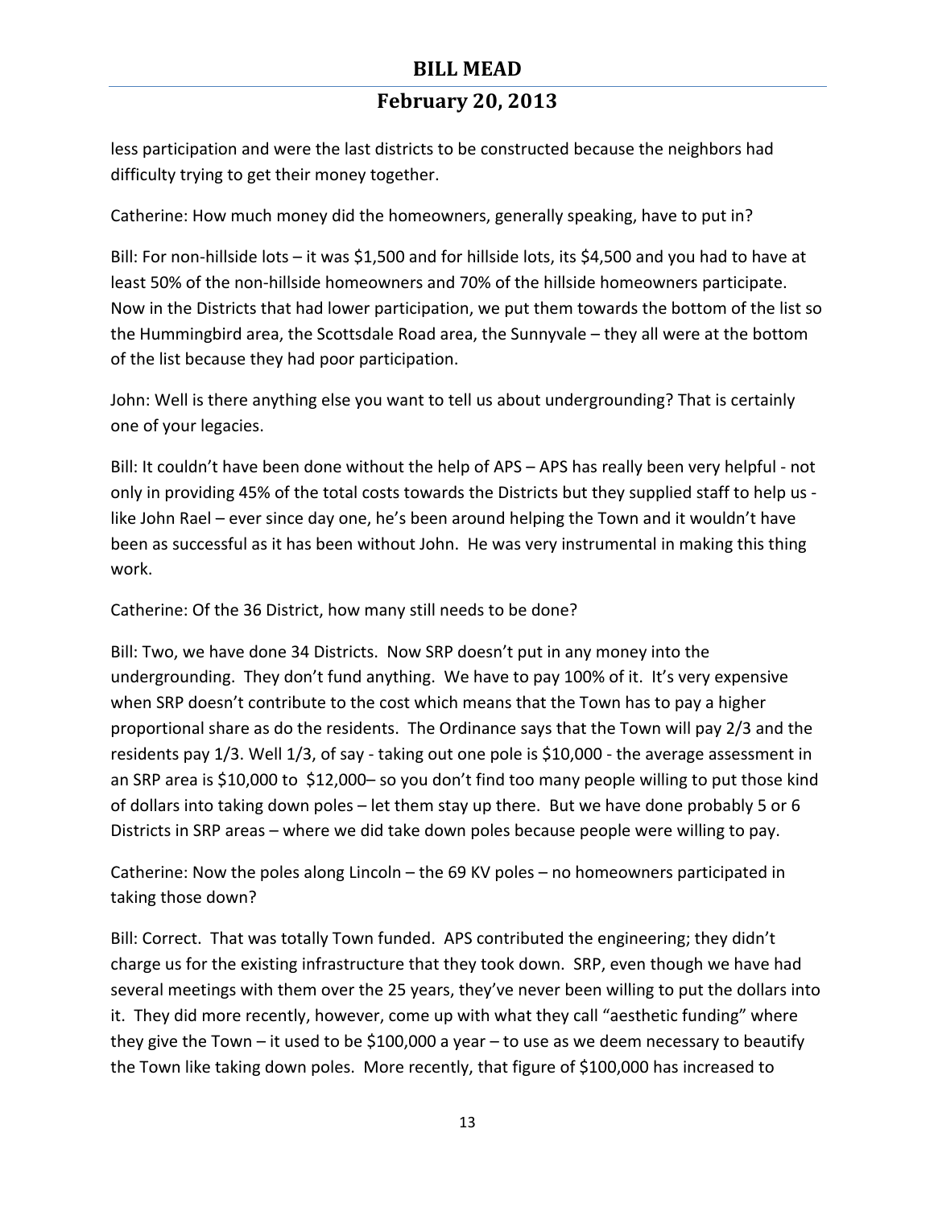less participation and were the last districts to be constructed because the neighbors had difficulty trying to get their money together.

Catherine: How much money did the homeowners, generally speaking, have to put in?

Bill: For non-hillside lots – it was $1,500 and for hillside lots, its $4,500 and you had to have at least 50% of the non-hillside homeowners and 70% of the hillside homeowners participate. Now in the Districts that had lower participation, we put them towards the bottom of the list so the Hummingbird area, the Scottsdale Road area, the Sunnyvale – they all were at the bottom of the list because they had poor participation.

John: Well is there anything else you want to tell us about undergrounding? That is certainly one of your legacies.

Bill: It couldn't have been done without the help of APS – APS has really been very helpful - not only in providing 45% of the total costs towards the Districts but they supplied staff to help us - like John Rael – ever since day one, he's been around helping the Town and it wouldn't have been as successful as it has been without John. He was very instrumental in making this thing work.

Catherine: Of the 36 District, how many still needs to be done?

Bill: Two, we have done 34 Districts. Now SRP doesn't put in any money into the undergrounding. They don't fund anything. We have to pay 100% of it. It's very expensive when SRP doesn't contribute to the cost which means that the Town has to pay a higher proportional share as do the residents. The Ordinance says that the Town will pay 2/3 and the residents pay 1/3. Well 1/3, of say - taking out one pole is $10,000 - the average assessment in an SRP area is $10,000 to $12,000– so you don't find too many people willing to put those kind of dollars into taking down poles – let them stay up there. But we have done probably 5 or 6 Districts in SRP areas – where we did take down poles because people were willing to pay.

Catherine: Now the poles along Lincoln – the 69 KV poles – no homeowners participated in taking those down?

Bill: Correct. That was totally Town funded. APS contributed the engineering; they didn't charge us for the existing infrastructure that they took down. SRP, even though we have had several meetings with them over the 25 years, they've never been willing to put the dollars into it. They did more recently, however, come up with what they call "aesthetic funding" where they give the Town – it used to be $100,000 a year – to use as we deem necessary to beautify the Town like taking down poles. More recently, that figure of $100,000 has increased to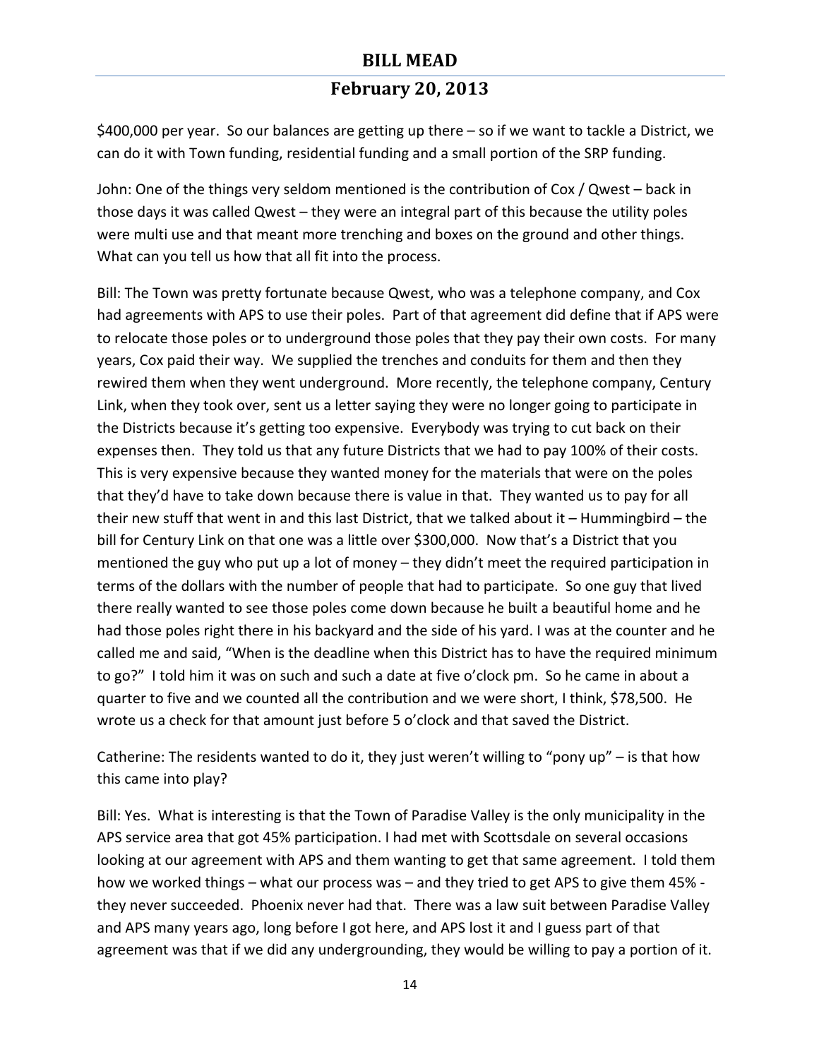$400,000 per year. So our balances are getting up there – so if we want to tackle a District, we can do it with Town funding, residential funding and a small portion of the SRP funding.

John: One of the things very seldom mentioned is the contribution of Cox / Qwest – back in those days it was called Qwest – they were an integral part of this because the utility poles were multi use and that meant more trenching and boxes on the ground and other things. What can you tell us how that all fit into the process.

Bill: The Town was pretty fortunate because Qwest, who was a telephone company, and Cox had agreements with APS to use their poles. Part of that agreement did define that if APS were to relocate those poles or to underground those poles that they pay their own costs. For many years, Cox paid their way. We supplied the trenches and conduits for them and then they rewired them when they went underground. More recently, the telephone company, Century Link, when they took over, sent us a letter saying they were no longer going to participate in the Districts because it's getting too expensive. Everybody was trying to cut back on their expenses then. They told us that any future Districts that we had to pay 100% of their costs. This is very expensive because they wanted money for the materials that were on the poles that they'd have to take down because there is value in that. They wanted us to pay for all their new stuff that went in and this last District, that we talked about it – Hummingbird – the bill for Century Link on that one was a little over $300,000. Now that's a District that you mentioned the guy who put up a lot of money – they didn't meet the required participation in terms of the dollars with the number of people that had to participate. So one guy that lived there really wanted to see those poles come down because he built a beautiful home and he had those poles right there in his backyard and the side of his yard. I was at the counter and he called me and said, "When is the deadline when this District has to have the required minimum to go?" I told him it was on such and such a date at five o'clock pm. So he came in about a quarter to five and we counted all the contribution and we were short, I think, $78,500. He wrote us a check for that amount just before 5 o'clock and that saved the District.

Catherine: The residents wanted to do it, they just weren't willing to "pony up" – is that how this came into play?

Bill: Yes. What is interesting is that the Town of Paradise Valley is the only municipality in the APS service area that got 45% participation. I had met with Scottsdale on several occasions looking at our agreement with APS and them wanting to get that same agreement. I told them how we worked things – what our process was – and they tried to get APS to give them 45% - they never succeeded. Phoenix never had that. There was a law suit between Paradise Valley and APS many years ago, long before I got here, and APS lost it and I guess part of that agreement was that if we did any undergrounding, they would be willing to pay a portion of it.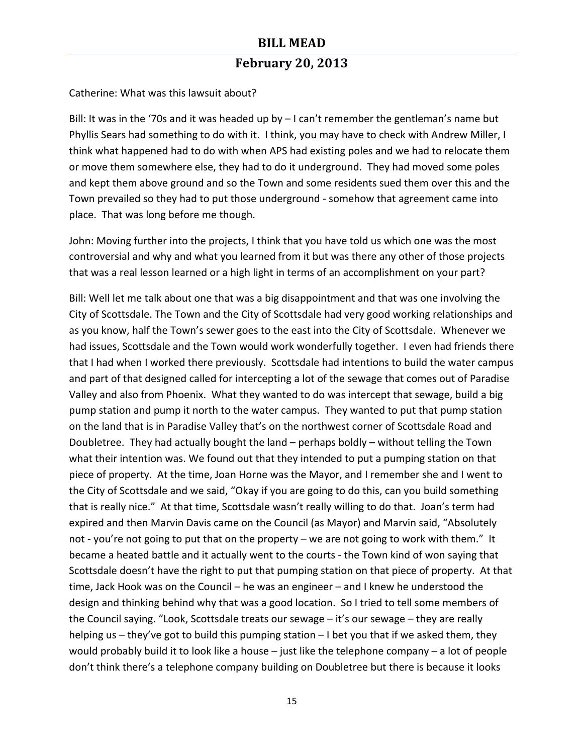Catherine: What was this lawsuit about?

Bill: It was in the '70s and it was headed up by – I can't remember the gentleman's name but Phyllis Sears had something to do with it. I think, you may have to check with Andrew Miller, I think what happened had to do with when APS had existing poles and we had to relocate them or move them somewhere else, they had to do it underground. They had moved some poles and kept them above ground and so the Town and some residents sued them over this and the Town prevailed so they had to put those underground - somehow that agreement came into place. That was long before me though.

John: Moving further into the projects, I think that you have told us which one was the most controversial and why and what you learned from it but was there any other of those projects that was a real lesson learned or a high light in terms of an accomplishment on your part?

Bill: Well let me talk about one that was a big disappointment and that was one involving the City of Scottsdale. The Town and the City of Scottsdale had very good working relationships and as you know, half the Town's sewer goes to the east into the City of Scottsdale. Whenever we had issues, Scottsdale and the Town would work wonderfully together. I even had friends there that I had when I worked there previously. Scottsdale had intentions to build the water campus and part of that designed called for intercepting a lot of the sewage that comes out of Paradise Valley and also from Phoenix. What they wanted to do was intercept that sewage, build a big pump station and pump it north to the water campus. They wanted to put that pump station on the land that is in Paradise Valley that's on the northwest corner of Scottsdale Road and Doubletree. They had actually bought the land – perhaps boldly – without telling the Town what their intention was. We found out that they intended to put a pumping station on that piece of property. At the time, Joan Horne was the Mayor, and I remember she and I went to the City of Scottsdale and we said, "Okay if you are going to do this, can you build something that is really nice." At that time, Scottsdale wasn't really willing to do that. Joan's term had expired and then Marvin Davis came on the Council (as Mayor) and Marvin said, "Absolutely not - you're not going to put that on the property – we are not going to work with them." It became a heated battle and it actually went to the courts - the Town kind of won saying that Scottsdale doesn't have the right to put that pumping station on that piece of property. At that time, Jack Hook was on the Council – he was an engineer – and I knew he understood the design and thinking behind why that was a good location. So I tried to tell some members of the Council saying. "Look, Scottsdale treats our sewage – it's our sewage – they are really helping us – they've got to build this pumping station – I bet you that if we asked them, they would probably build it to look like a house – just like the telephone company – a lot of people don't think there's a telephone company building on Doubletree but there is because it looks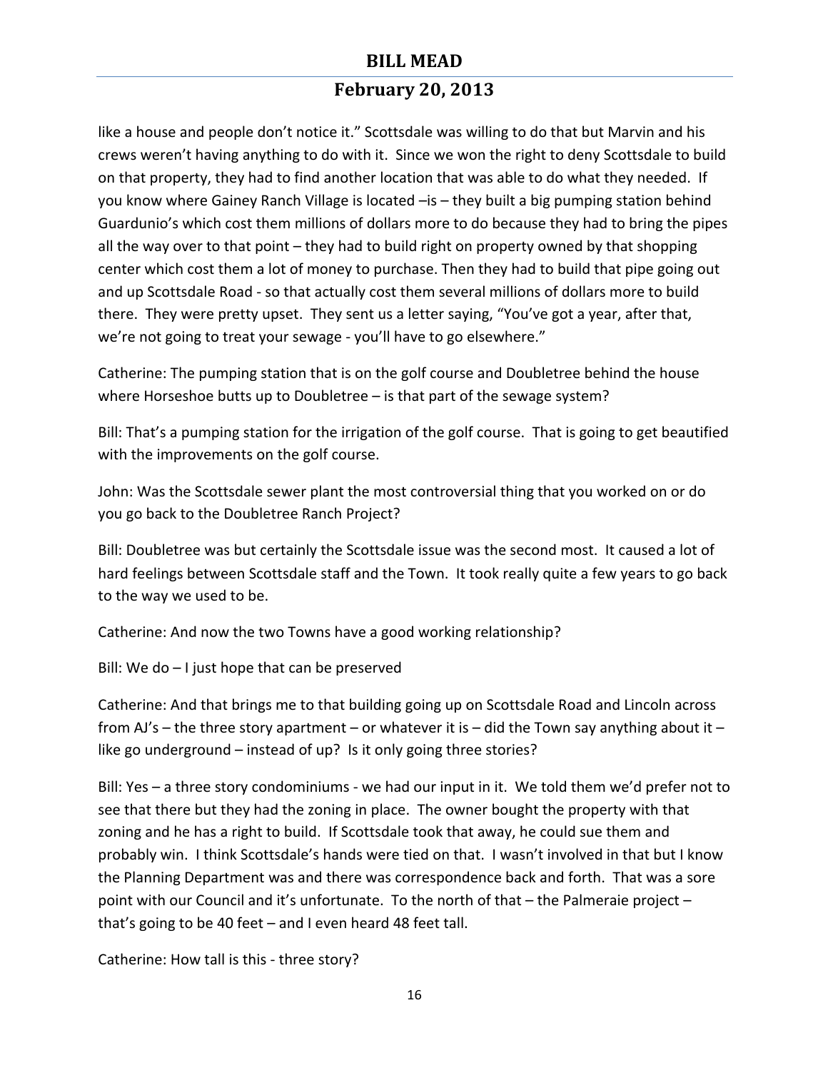like a house and people don't notice it." Scottsdale was willing to do that but Marvin and his crews weren't having anything to do with it. Since we won the right to deny Scottsdale to build on that property, they had to find another location that was able to do what they needed. If you know where Gainey Ranch Village is located –is – they built a big pumping station behind Guardunio's which cost them millions of dollars more to do because they had to bring the pipes all the way over to that point – they had to build right on property owned by that shopping center which cost them a lot of money to purchase. Then they had to build that pipe going out and up Scottsdale Road - so that actually cost them several millions of dollars more to build there. They were pretty upset. They sent us a letter saying, "You've got a year, after that, we're not going to treat your sewage - you'll have to go elsewhere."

Catherine: The pumping station that is on the golf course and Doubletree behind the house where Horseshoe butts up to Doubletree – is that part of the sewage system?

Bill: That's a pumping station for the irrigation of the golf course. That is going to get beautified with the improvements on the golf course.

John: Was the Scottsdale sewer plant the most controversial thing that you worked on or do you go back to the Doubletree Ranch Project?

Bill: Doubletree was but certainly the Scottsdale issue was the second most. It caused a lot of hard feelings between Scottsdale staff and the Town. It took really quite a few years to go back to the way we used to be.

Catherine: And now the two Towns have a good working relationship?

Bill: We do – I just hope that can be preserved

Catherine: And that brings me to that building going up on Scottsdale Road and Lincoln across from AJ's – the three story apartment – or whatever it is – did the Town say anything about it – like go underground – instead of up? Is it only going three stories?

Bill: Yes – a three story condominiums - we had our input in it. We told them we'd prefer not to see that there but they had the zoning in place. The owner bought the property with that zoning and he has a right to build. If Scottsdale took that away, he could sue them and probably win. I think Scottsdale's hands were tied on that. I wasn't involved in that but I know the Planning Department was and there was correspondence back and forth. That was a sore point with our Council and it's unfortunate. To the north of that – the Palmeraie project – that's going to be 40 feet – and I even heard 48 feet tall.

Catherine: How tall is this - three story?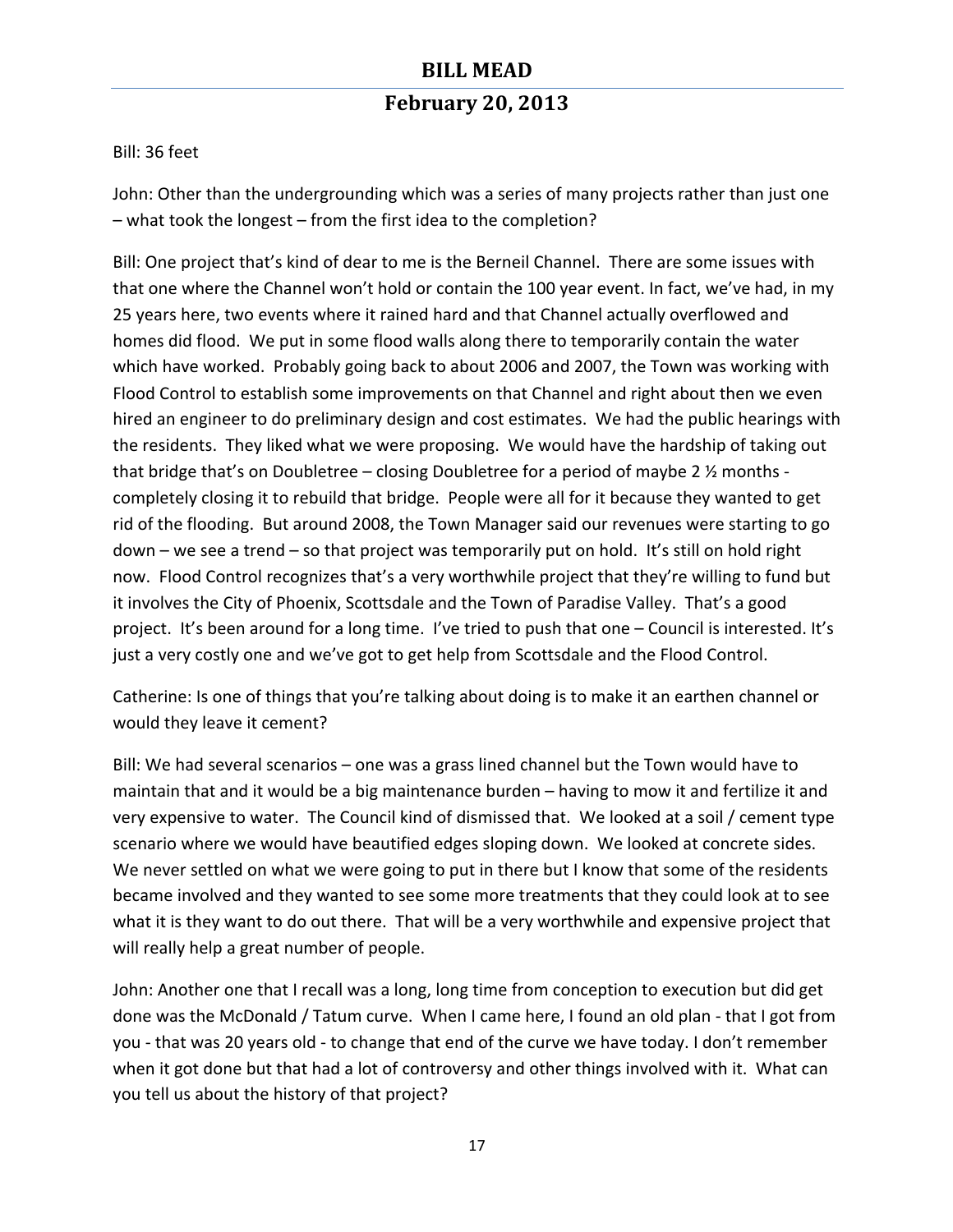Bill: 36 feet

John: Other than the undergrounding which was a series of many projects rather than just one – what took the longest – from the first idea to the completion?

Bill: One project that's kind of dear to me is the Berneil Channel. There are some issues with that one where the Channel won't hold or contain the 100 year event. In fact, we've had, in my 25 years here, two events where it rained hard and that Channel actually overflowed and homes did flood. We put in some flood walls along there to temporarily contain the water which have worked. Probably going back to about 2006 and 2007, the Town was working with Flood Control to establish some improvements on that Channel and right about then we even hired an engineer to do preliminary design and cost estimates. We had the public hearings with the residents. They liked what we were proposing. We would have the hardship of taking out that bridge that's on Doubletree – closing Doubletree for a period of maybe 2 ½ months - completely closing it to rebuild that bridge. People were all for it because they wanted to get rid of the flooding. But around 2008, the Town Manager said our revenues were starting to go down – we see a trend – so that project was temporarily put on hold. It's still on hold right now. Flood Control recognizes that's a very worthwhile project that they're willing to fund but it involves the City of Phoenix, Scottsdale and the Town of Paradise Valley. That's a good project. It's been around for a long time. I've tried to push that one – Council is interested. It's just a very costly one and we've got to get help from Scottsdale and the Flood Control.

Catherine: Is one of things that you're talking about doing is to make it an earthen channel or would they leave it cement?

Bill: We had several scenarios – one was a grass lined channel but the Town would have to maintain that and it would be a big maintenance burden – having to mow it and fertilize it and very expensive to water. The Council kind of dismissed that. We looked at a soil / cement type scenario where we would have beautified edges sloping down. We looked at concrete sides. We never settled on what we were going to put in there but I know that some of the residents became involved and they wanted to see some more treatments that they could look at to see what it is they want to do out there. That will be a very worthwhile and expensive project that will really help a great number of people.

John: Another one that I recall was a long, long time from conception to execution but did get done was the McDonald / Tatum curve. When I came here, I found an old plan - that I got from you - that was 20 years old - to change that end of the curve we have today. I don't remember when it got done but that had a lot of controversy and other things involved with it. What can you tell us about the history of that project?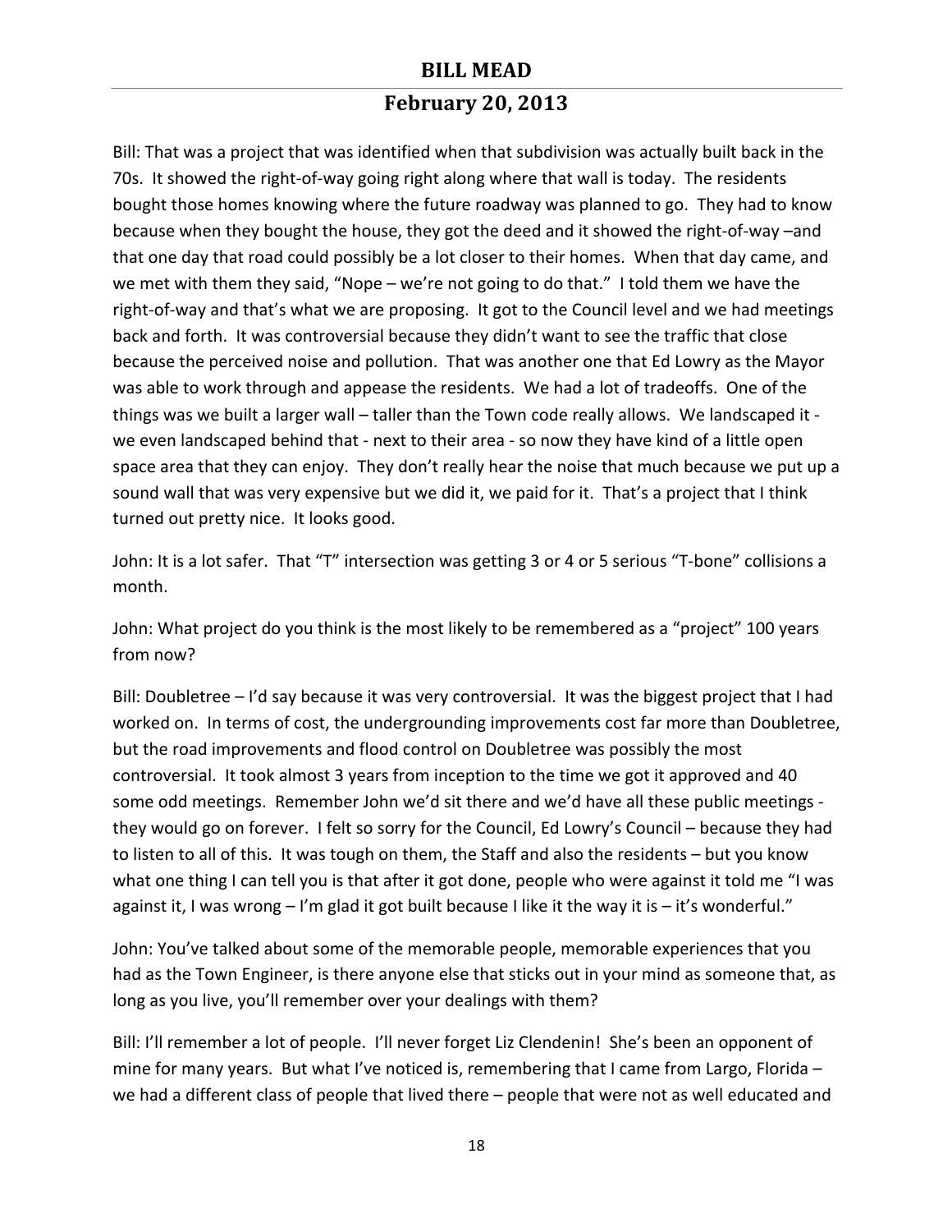Bill: That was a project that was identified when that subdivision was actually built back in the 70s. It showed the right-of-way going right along where that wall is today. The residents bought those homes knowing where the future roadway was planned to go. They had to know because when they bought the house, they got the deed and it showed the right-of-way –and that one day that road could possibly be a lot closer to their homes. When that day came, and we met with them they said, "Nope – we're not going to do that." I told them we have the right-of-way and that's what we are proposing. It got to the Council level and we had meetings back and forth. It was controversial because they didn't want to see the traffic that close because the perceived noise and pollution. That was another one that Ed Lowry as the Mayor was able to work through and appease the residents. We had a lot of tradeoffs. One of the things was we built a larger wall – taller than the Town code really allows. We landscaped it - we even landscaped behind that - next to their area - so now they have kind of a little open space area that they can enjoy. They don't really hear the noise that much because we put up a sound wall that was very expensive but we did it, we paid for it. That's a project that I think turned out pretty nice. It looks good.

John: It is a lot safer. That "T" intersection was getting 3 or 4 or 5 serious "T-bone" collisions a month.

John: What project do you think is the most likely to be remembered as a "project" 100 years from now?

Bill: Doubletree – I'd say because it was very controversial. It was the biggest project that I had worked on. In terms of cost, the undergrounding improvements cost far more than Doubletree, but the road improvements and flood control on Doubletree was possibly the most controversial. It took almost 3 years from inception to the time we got it approved and 40 some odd meetings. Remember John we'd sit there and we'd have all these public meetings - they would go on forever. I felt so sorry for the Council, Ed Lowry's Council – because they had to listen to all of this. It was tough on them, the Staff and also the residents – but you know what one thing I can tell you is that after it got done, people who were against it told me "I was against it, I was wrong – I'm glad it got built because I like it the way it is – it's wonderful."

John: You've talked about some of the memorable people, memorable experiences that you had as the Town Engineer, is there anyone else that sticks out in your mind as someone that, as long as you live, you'll remember over your dealings with them?

Bill: I'll remember a lot of people. I'll never forget Liz Clendenin! She's been an opponent of mine for many years. But what I've noticed is, remembering that I came from Largo, Florida – we had a different class of people that lived there – people that were not as well educated and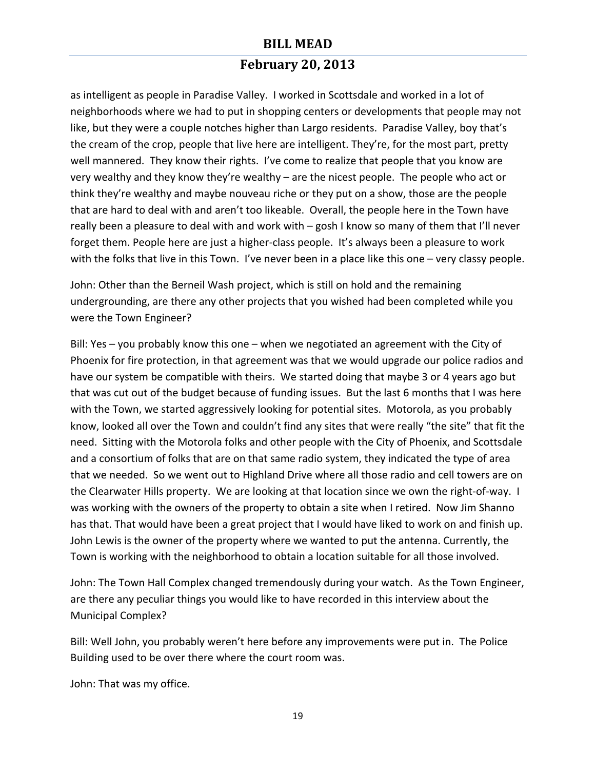as intelligent as people in Paradise Valley. I worked in Scottsdale and worked in a lot of neighborhoods where we had to put in shopping centers or developments that people may not like, but they were a couple notches higher than Largo residents. Paradise Valley, boy that's the cream of the crop, people that live here are intelligent. They're, for the most part, pretty well mannered. They know their rights. I've come to realize that people that you know are very wealthy and they know they're wealthy – are the nicest people. The people who act or think they're wealthy and maybe nouveau riche or they put on a show, those are the people that are hard to deal with and aren't too likeable. Overall, the people here in the Town have really been a pleasure to deal with and work with – gosh I know so many of them that I'll never forget them. People here are just a higher-class people. It's always been a pleasure to work with the folks that live in this Town. I've never been in a place like this one – very classy people.

John: Other than the Berneil Wash project, which is still on hold and the remaining undergrounding, are there any other projects that you wished had been completed while you were the Town Engineer?

Bill: Yes – you probably know this one – when we negotiated an agreement with the City of Phoenix for fire protection, in that agreement was that we would upgrade our police radios and have our system be compatible with theirs. We started doing that maybe 3 or 4 years ago but that was cut out of the budget because of funding issues. But the last 6 months that I was here with the Town, we started aggressively looking for potential sites. Motorola, as you probably know, looked all over the Town and couldn't find any sites that were really "the site" that fit the need. Sitting with the Motorola folks and other people with the City of Phoenix, and Scottsdale and a consortium of folks that are on that same radio system, they indicated the type of area that we needed. So we went out to Highland Drive where all those radio and cell towers are on the Clearwater Hills property. We are looking at that location since we own the right-of-way. I was working with the owners of the property to obtain a site when I retired. Now Jim Shanno has that. That would have been a great project that I would have liked to work on and finish up. John Lewis is the owner of the property where we wanted to put the antenna. Currently, the Town is working with the neighborhood to obtain a location suitable for all those involved.

John: The Town Hall Complex changed tremendously during your watch. As the Town Engineer, are there any peculiar things you would like to have recorded in this interview about the Municipal Complex?

Bill: Well John, you probably weren't here before any improvements were put in. The Police Building used to be over there where the court room was.

John: That was my office.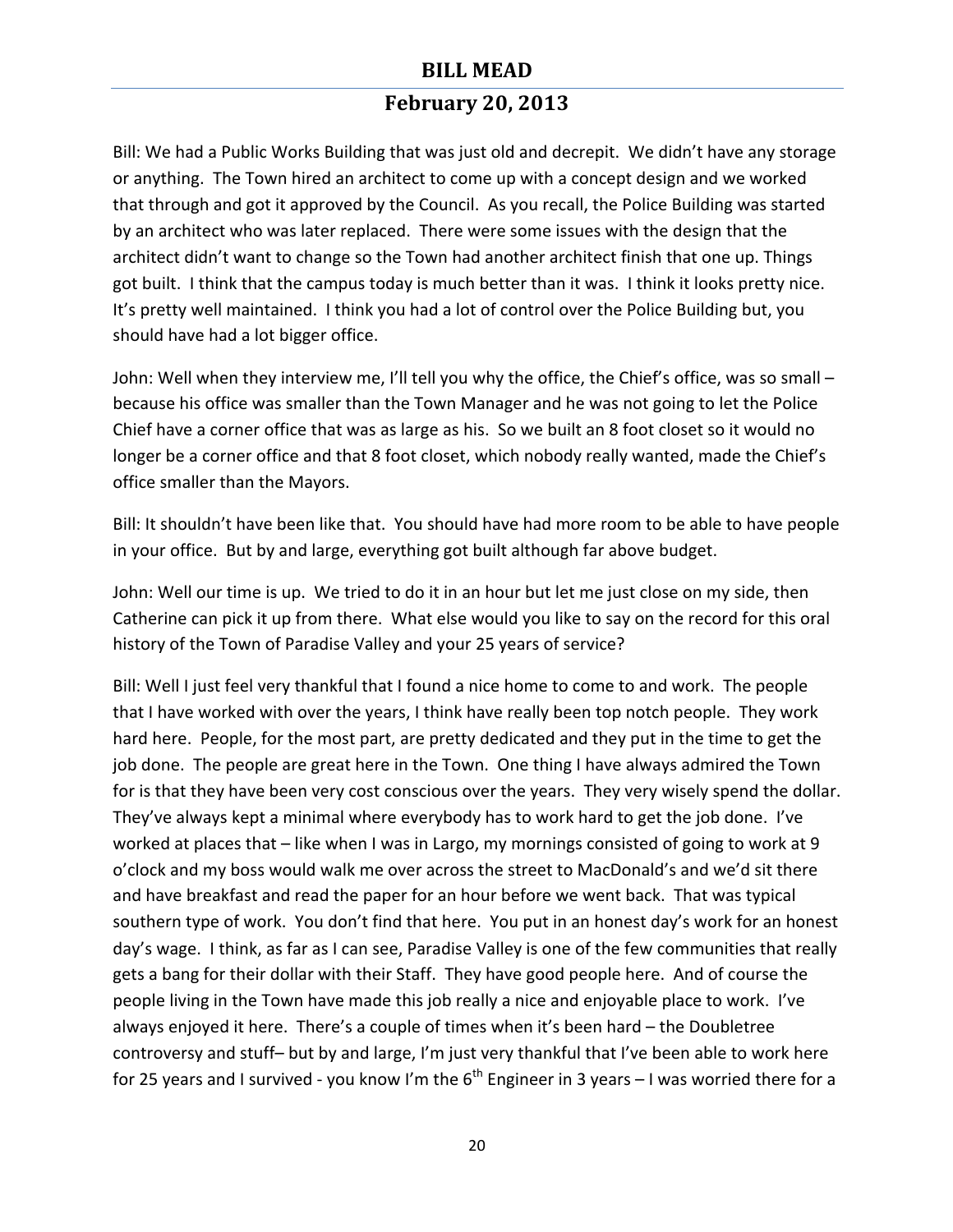Bill: We had a Public Works Building that was just old and decrepit. We didn't have any storage or anything. The Town hired an architect to come up with a concept design and we worked that through and got it approved by the Council. As you recall, the Police Building was started by an architect who was later replaced. There were some issues with the design that the architect didn't want to change so the Town had another architect finish that one up. Things got built. I think that the campus today is much better than it was. I think it looks pretty nice. It's pretty well maintained. I think you had a lot of control over the Police Building but, you should have had a lot bigger office.

John: Well when they interview me, I'll tell you why the office, the Chief's office, was so small – because his office was smaller than the Town Manager and he was not going to let the Police Chief have a corner office that was as large as his. So we built an 8 foot closet so it would no longer be a corner office and that 8 foot closet, which nobody really wanted, made the Chief's office smaller than the Mayors.

Bill: It shouldn't have been like that. You should have had more room to be able to have people in your office. But by and large, everything got built although far above budget.

John: Well our time is up. We tried to do it in an hour but let me just close on my side, then Catherine can pick it up from there. What else would you like to say on the record for this oral history of the Town of Paradise Valley and your 25 years of service?

Bill: Well I just feel very thankful that I found a nice home to come to and work. The people that I have worked with over the years, I think have really been top notch people. They work hard here. People, for the most part, are pretty dedicated and they put in the time to get the job done. The people are great here in the Town. One thing I have always admired the Town for is that they have been very cost conscious over the years. They very wisely spend the dollar. They've always kept a minimal where everybody has to work hard to get the job done. I've worked at places that – like when I was in Largo, my mornings consisted of going to work at 9 o'clock and my boss would walk me over across the street to MacDonald's and we'd sit there and have breakfast and read the paper for an hour before we went back. That was typical southern type of work. You don't find that here. You put in an honest day's work for an honest day's wage. I think, as far as I can see, Paradise Valley is one of the few communities that really gets a bang for their dollar with their Staff. They have good people here. And of course the people living in the Town have made this job really a nice and enjoyable place to work. I've always enjoyed it here. There's a couple of times when it's been hard – the Doubletree controversy and stuff– but by and large, I'm just very thankful that I've been able to work here for 25 years and I survived - you know I'm the 6th Engineer in 3 years – I was worried there for a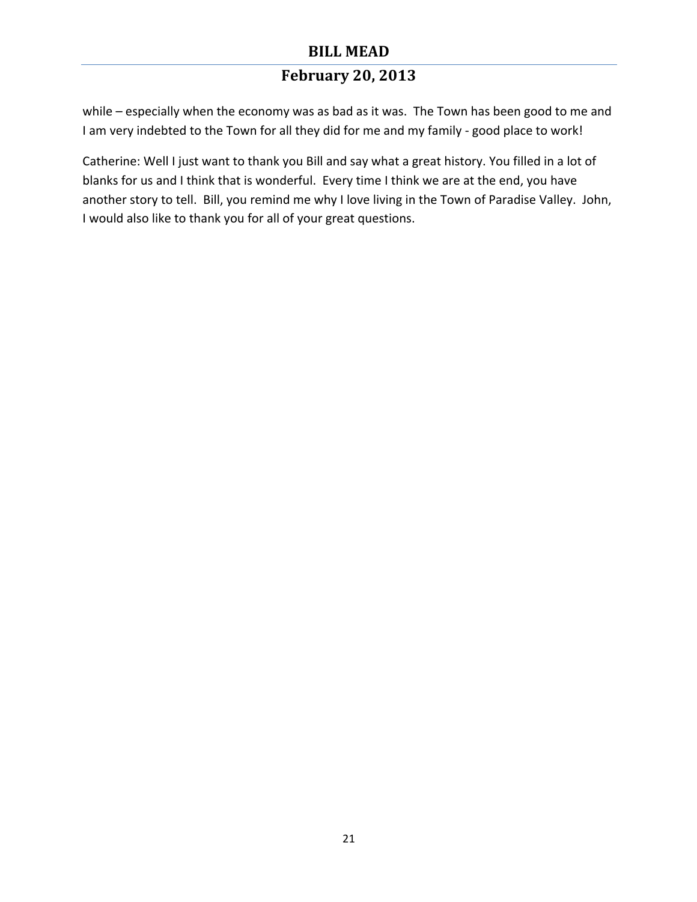while – especially when the economy was as bad as it was.  The Town has been good to me and I am very indebted to the Town for all they did for me and my family - good place to work!

Catherine: Well I just want to thank you Bill and say what a great history. You filled in a lot of blanks for us and I think that is wonderful.  Every time I think we are at the end, you have another story to tell.  Bill, you remind me why I love living in the Town of Paradise Valley.  John, I would also like to thank you for all of your great questions.